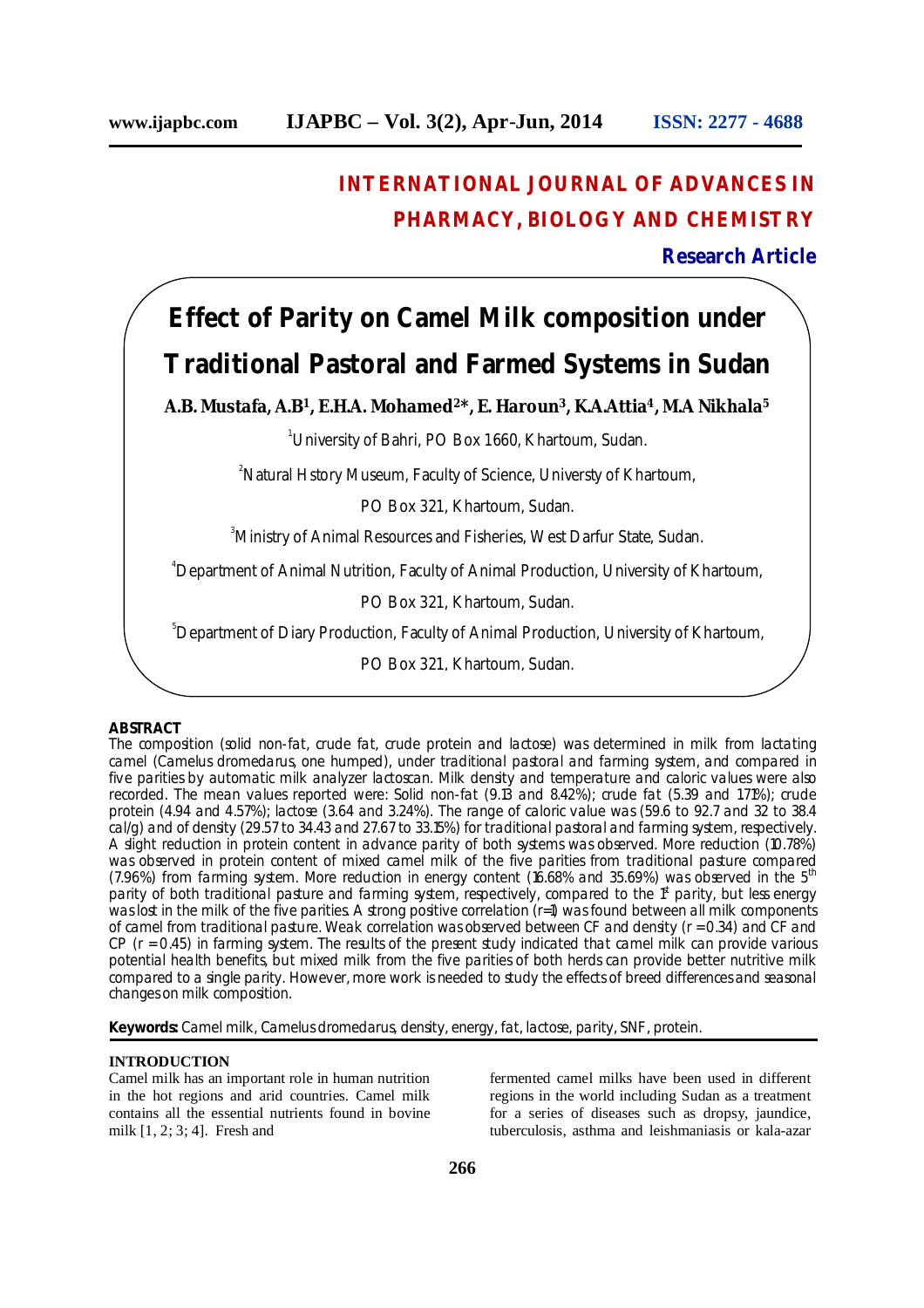INTERNATIONAL JOURNAL OF ADVANCES IN PHARMACY, BIOLOGY AND CHEMISTRY

**Research Article**

# Effect of Parity on Camel Milk composition under Traditional Pastoral and Farmed Systems in Sudan

**A.B. Mustafa, A.B[1], E.H.A. Mohamed[2]\*, E. Haroun[3], K.A.Attia[4], M.A Nikhala[5]**

[1]University of Bahri, PO Box 1660, Khartoum, Sudan.

[2]Natural Hstory Museum, Faculty of Science, Universty of Khartoum, PO Box 321, Khartoum, Sudan.

[3]Ministry of Animal Resources and Fisheries, West Darfur State, Sudan.

[4]Department of Animal Nutrition, Faculty of Animal Production, University of Khartoum, PO Box 321, Khartoum, Sudan.

[5]Department of Diary Production, Faculty of Animal Production, University of Khartoum, PO Box 321, Khartoum, Sudan.

## ABSTRACT

The composition (solid non-fat, crude fat, crude protein and lactose) was determined in milk from lactating camel (*Camelus dromedarus*, one humped), under traditional pastoral and farming system, and compared in five parities by automatic milk analyzer lactoscan. Milk density and temperature and caloric values were also recorded. The mean values reported were: Solid non-fat (9.13 and 8.42%); crude fat (5.39 and 1.71%); crude protein (4.94 and 4.57%); lactose (3.64 and 3.24%). The range of caloric value was (59.6 to 92.7 and 32 to 38.4 cal/g) and of density (29.57 to 34.43 and 27.67 to 33.15%) for traditional pastoral and farming system, respectively. A slight reduction in protein content in advance parity of both systems was observed. More reduction (10.78%) was observed in protein content of mixed camel milk of the five parities from traditional pasture compared (7.96%) from farming system. More reduction in energy content (16.68% and 35.69%) was observed in the 5$^{th}$ parity of both traditional pasture and farming system, respectively, compared to the 1$^{st}$ parity, but less energy was lost in the milk of the five parities. A strong positive correlation (r=1) was found between all milk components of camel from traditional pasture. Weak correlation was observed between CF and density (r = 0.34) and CF and CP (r = 0.45) in farming system. The results of the present study indicated that camel milk can provide various potential health benefits, but mixed milk from the five parities of both herds can provide better nutritive milk compared to a single parity. However, more work is needed to study the effects of breed differences and seasonal changes on milk composition.

**Keywords:** Camel milk, *Camelus dromedarus*, density, energy, fat, lactose, parity, SNF, protein.

## INTRODUCTION

Camel milk has an important role in human nutrition in the hot regions and arid countries. Camel milk contains all the essential nutrients found in bovine milk [1, 2; 3; 4]. Fresh and fermented camel milks have been used in different regions in the world including Sudan as a treatment for a series of diseases such as dropsy, jaundice, tuberculosis, asthma and leishmaniasis or kala-azar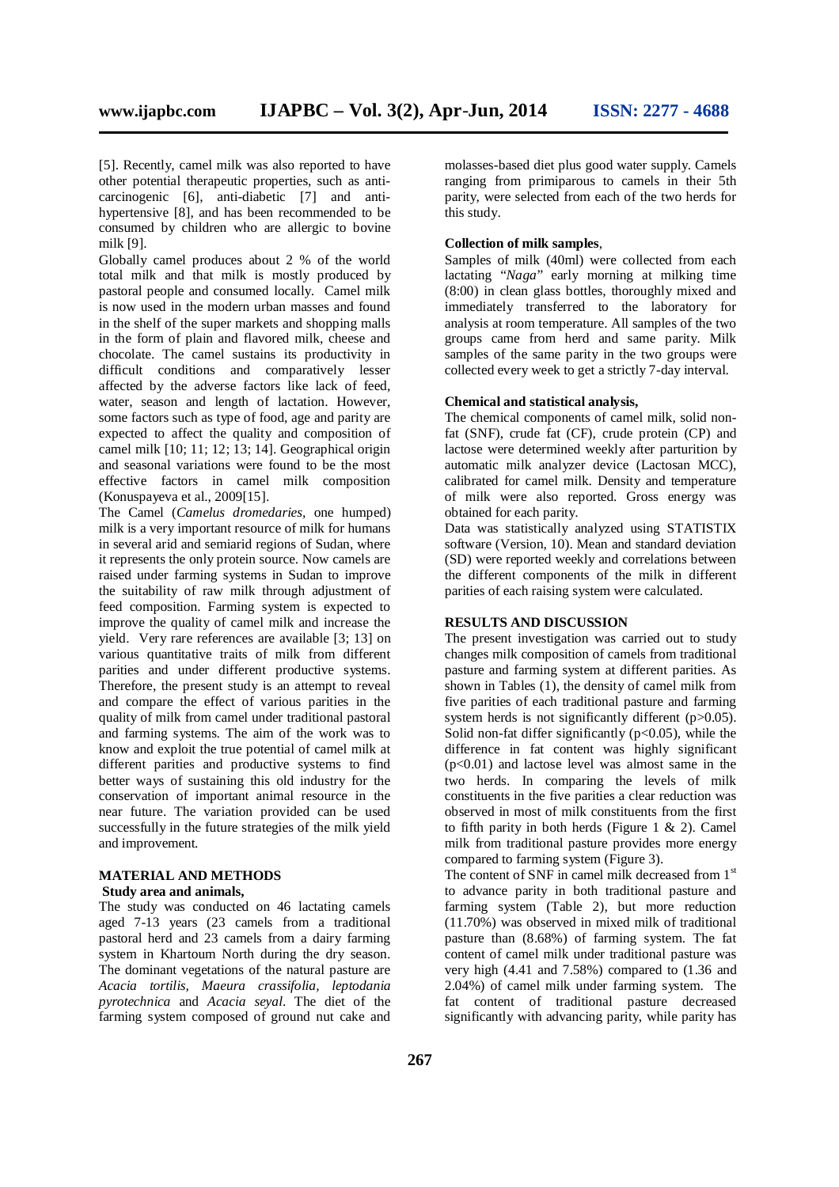[5]. Recently, camel milk was also reported to have other potential therapeutic properties, such as anti-carcinogenic [6], anti-diabetic [7] and anti-hypertensive [8], and has been recommended to be consumed by children who are allergic to bovine milk [9].

Globally camel produces about 2 % of the world total milk and that milk is mostly produced by pastoral people and consumed locally. Camel milk is now used in the modern urban masses and found in the shelf of the super markets and shopping malls in the form of plain and flavored milk, cheese and chocolate. The camel sustains its productivity in difficult conditions and comparatively lesser affected by the adverse factors like lack of feed, water, season and length of lactation. However, some factors such as type of food, age and parity are expected to affect the quality and composition of camel milk [10; 11; 12; 13; 14]. Geographical origin and seasonal variations were found to be the most effective factors in camel milk composition (Konuspayeva et al., 2009[15].

The Camel (*Camelus dromedaries*, one humped) milk is a very important resource of milk for humans in several arid and semiarid regions of Sudan, where it represents the only protein source. Now camels are raised under farming systems in Sudan to improve the suitability of raw milk through adjustment of feed composition. Farming system is expected to improve the quality of camel milk and increase the yield. Very rare references are available [3; 13] on various quantitative traits of milk from different parities and under different productive systems. Therefore, the present study is an attempt to reveal and compare the effect of various parities in the quality of milk from camel under traditional pastoral and farming systems. The aim of the work was to know and exploit the true potential of camel milk at different parities and productive systems to find better ways of sustaining this old industry for the conservation of important animal resource in the near future. The variation provided can be used successfully in the future strategies of the milk yield and improvement.

## MATERIAL AND METHODS

### Study area and animals,

The study was conducted on 46 lactating camels aged 7-13 years (23 camels from a traditional pastoral herd and 23 camels from a dairy farming system in Khartoum North during the dry season. The dominant vegetations of the natural pasture are *Acacia tortilis*, *Maeura crassifolia*, *leptodania pyrotechnica* and *Acacia seyal*. The diet of the farming system composed of ground nut cake and molasses-based diet plus good water supply. Camels ranging from primiparous to camels in their 5th parity, were selected from each of the two herds for this study.

### Collection of milk samples,

Samples of milk (40ml) were collected from each lactating "*Naga*" early morning at milking time (8:00) in clean glass bottles, thoroughly mixed and immediately transferred to the laboratory for analysis at room temperature. All samples of the two groups came from herd and same parity. Milk samples of the same parity in the two groups were collected every week to get a strictly 7-day interval.

### Chemical and statistical analysis,

The chemical components of camel milk, solid non-fat (SNF), crude fat (CF), crude protein (CP) and lactose were determined weekly after parturition by automatic milk analyzer device (Lactosan MCC), calibrated for camel milk. Density and temperature of milk were also reported. Gross energy was obtained for each parity.

Data was statistically analyzed using STATISTIX software (Version, 10). Mean and standard deviation (SD) were reported weekly and correlations between the different components of the milk in different parities of each raising system were calculated.

## RESULTS AND DISCUSSION

The present investigation was carried out to study changes milk composition of camels from traditional pasture and farming system at different parities. As shown in Tables (1), the density of camel milk from five parities of each traditional pasture and farming system herds is not significantly different ($p>0.05$). Solid non-fat differ significantly ($p<0.05$), while the difference in fat content was highly significant ($p<0.01$) and lactose level was almost same in the two herds. In comparing the levels of milk constituents in the five parities a clear reduction was observed in most of milk constituents from the first to fifth parity in both herds (Figure 1 & 2). Camel milk from traditional pasture provides more energy compared to farming system (Figure 3).

The content of SNF in camel milk decreased from 1st to advance parity in both traditional pasture and farming system (Table 2), but more reduction (11.70%) was observed in mixed milk of traditional pasture than (8.68%) of farming system. The fat content of camel milk under traditional pasture was very high (4.41 and 7.58%) compared to (1.36 and 2.04%) of camel milk under farming system. The fat content of traditional pasture decreased significantly with advancing parity, while parity has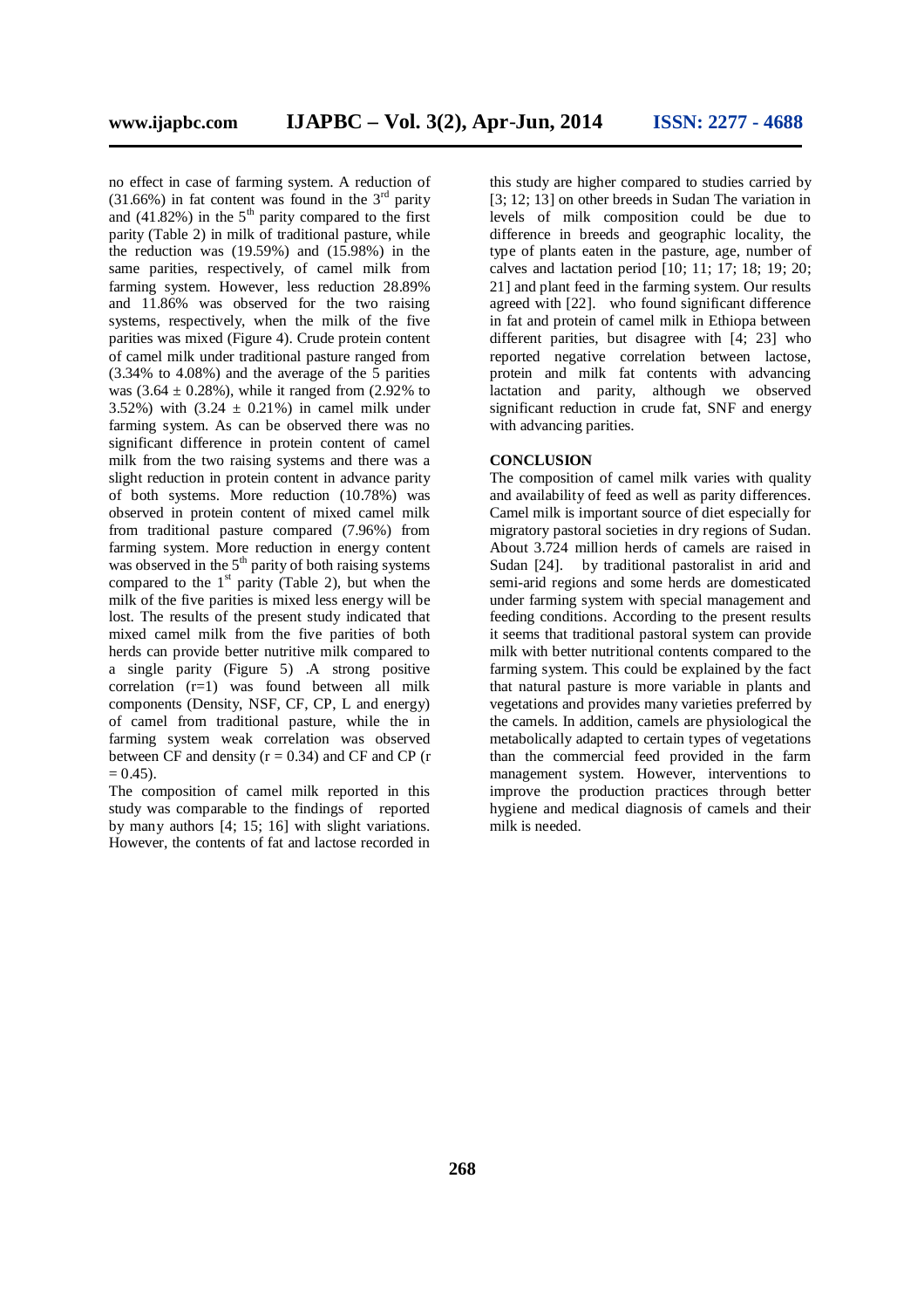no effect in case of farming system. A reduction of (31.66%) in fat content was found in the 3rd parity and (41.82%) in the 5th parity compared to the first parity (Table 2) in milk of traditional pasture, while the reduction was (19.59%) and (15.98%) in the same parities, respectively, of camel milk from farming system. However, less reduction 28.89% and 11.86% was observed for the two raising systems, respectively, when the milk of the five parities was mixed (Figure 4). Crude protein content of camel milk under traditional pasture ranged from (3.34% to 4.08%) and the average of the 5 parities was (3.64 ± 0.28%), while it ranged from (2.92% to 3.52%) with (3.24 ± 0.21%) in camel milk under farming system. As can be observed there was no significant difference in protein content of camel milk from the two raising systems and there was a slight reduction in protein content in advance parity of both systems. More reduction (10.78%) was observed in protein content of mixed camel milk from traditional pasture compared (7.96%) from farming system. More reduction in energy content was observed in the 5th parity of both raising systems compared to the 1st parity (Table 2), but when the milk of the five parities is mixed less energy will be lost. The results of the present study indicated that mixed camel milk from the five parities of both herds can provide better nutritive milk compared to a single parity (Figure 5) .A strong positive correlation (r=1) was found between all milk components (Density, NSF, CF, CP, L and energy) of camel from traditional pasture, while the in farming system weak correlation was observed between CF and density ($r = 0.34$) and CF and CP ($r = 0.45$).

The composition of camel milk reported in this study was comparable to the findings of reported by many authors [4; 15; 16] with slight variations. However, the contents of fat and lactose recorded in this study are higher compared to studies carried by [3; 12; 13] on other breeds in Sudan The variation in levels of milk composition could be due to difference in breeds and geographic locality, the type of plants eaten in the pasture, age, number of calves and lactation period [10; 11; 17; 18; 19; 20; 21] and plant feed in the farming system. Our results agreed with [22]. who found significant difference in fat and protein of camel milk in Ethiopa between different parities, but disagree with [4; 23] who reported negative correlation between lactose, protein and milk fat contents with advancing lactation and parity, although we observed significant reduction in crude fat, SNF and energy with advancing parities.

## CONCLUSION

The composition of camel milk varies with quality and availability of feed as well as parity differences. Camel milk is important source of diet especially for migratory pastoral societies in dry regions of Sudan. About 3.724 million herds of camels are raised in Sudan [24]. by traditional pastoralist in arid and semi-arid regions and some herds are domesticated under farming system with special management and feeding conditions. According to the present results it seems that traditional pastoral system can provide milk with better nutritional contents compared to the farming system. This could be explained by the fact that natural pasture is more variable in plants and vegetations and provides many varieties preferred by the camels. In addition, camels are physiological the metabolically adapted to certain types of vegetations than the commercial feed provided in the farm management system. However, interventions to improve the production practices through better hygiene and medical diagnosis of camels and their milk is needed.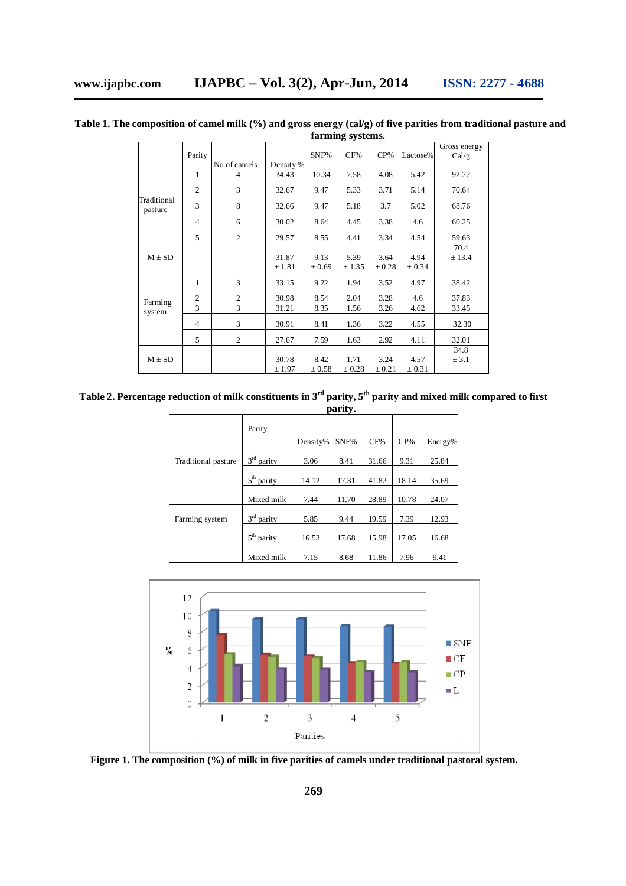**Table 1. The composition of camel milk (%) and gross energy (cal/g) of five parities from traditional pasture and farming systems.**

| | Parity | No of camels | Density % | SNF% | CF% | CP% | Lactose% | Gross energy Cal/g |
|---|---|---|---|---|---|---|---|---|
| Traditional pasture | 1 | 4 | 34.43 | 10.34 | 7.58 | 4.08 | 5.42 | 92.72 |
| | 2 | 3 | 32.67 | 9.47 | 5.33 | 3.71 | 5.14 | 70.64 |
| | 3 | 8 | 32.66 | 9.47 | 5.18 | 3.7 | 5.02 | 68.76 |
| | 4 | 6 | 30.02 | 8.64 | 4.45 | 3.38 | 4.6 | 60.25 |
| | 5 | 2 | 29.57 | 8.55 | 4.41 | 3.34 | 4.54 | 59.63 |
| M ± SD | | | 31.87 ± 1.81 | 9.13 ± 0.69 | 5.39 ± 1.35 | 3.64 ± 0.28 | 4.94 ± 0.34 | 70.4 ± 13.4 |
| Farming system | 1 | 3 | 33.15 | 9.22 | 1.94 | 3.52 | 4.97 | 38.42 |
| | 2 | 2 | 30.98 | 8.54 | 2.04 | 3.28 | 4.6 | 37.83 |
| | 3 | 3 | 31.21 | 8.35 | 1.56 | 3.26 | 4.62 | 33.45 |
| | 4 | 3 | 30.91 | 8.41 | 1.36 | 3.22 | 4.55 | 32.30 |
| | 5 | 2 | 27.67 | 7.59 | 1.63 | 2.92 | 4.11 | 32.01 |
| M ± SD | | | 30.78 ± 1.97 | 8.42 ± 0.58 | 1.71 ± 0.28 | 3.24 ± 0.21 | 4.57 ± 0.31 | 34.8 ± 3.1 |

**Table 2. Percentage reduction of milk constituents in 3rd parity, 5th parity and mixed milk compared to first parity.**

| | Parity | Density% | SNF% | CF% | CP% | Energy% |
|---|---|---|---|---|---|---|
| Traditional pasture | 3rd parity | 3.06 | 8.41 | 31.66 | 9.31 | 25.84 |
| | 5th parity | 14.12 | 17.31 | 41.82 | 18.14 | 35.69 |
| | Mixed milk | 7.44 | 11.70 | 28.89 | 10.78 | 24.07 |
| Farming system | 3rd parity | 5.85 | 9.44 | 19.59 | 7.39 | 12.93 |
| | 5th parity | 16.53 | 17.68 | 15.98 | 17.05 | 16.68 |
| | Mixed milk | 7.15 | 8.68 | 11.86 | 7.96 | 9.41 |

12
10
8
6
4
2
0
%
1 2 3 4 5
Parities
SNF
CF
CP
L

**Figure 1. The composition (%) of milk in five parities of camels under traditional pastoral system.**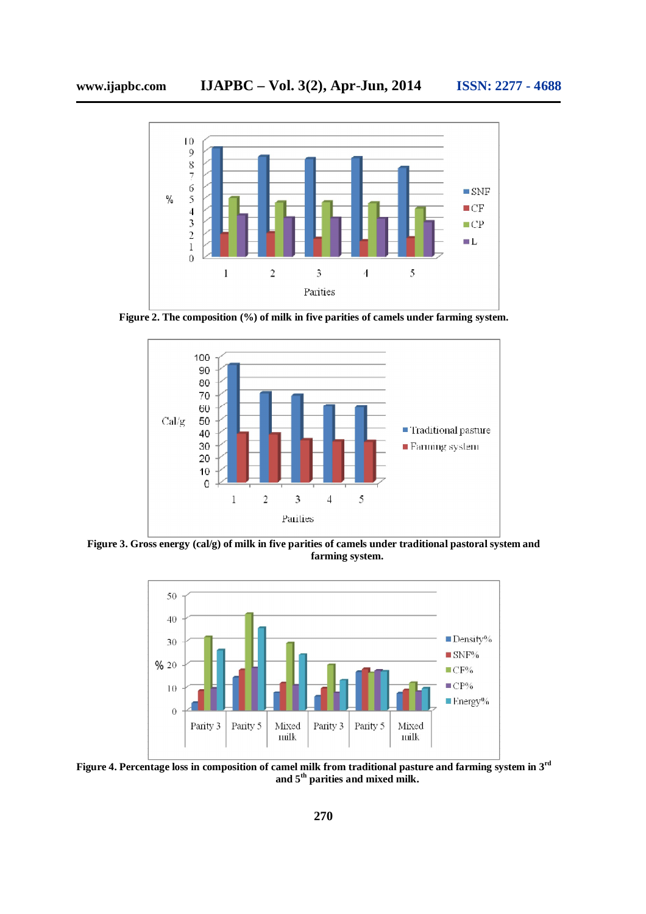10
9
8
7
6
%
5
4
3
2
1
0

1 2 3 4 5

Parities

SNF
CF
CP
L

**Figure 2. The composition (%) of milk in five parities of camels under farming system.**

100
90
80
70
60
Cal/g
50
40
30
20
10
0

1 2 3 4 5

Parities

Traditional pasture
Farming system

**Figure 3. Gross energy (cal/g) of milk in five parities of camels under traditional pastoral system and farming system.**

50
40
30
% 20
10
0

Parity 3 | Parity 5 | Mixed milk | Parity 3 | Parity 5 | Mixed milk

Density%
SNF%
CF%
CP%
Energy%

**Figure 4. Percentage loss in composition of camel milk from traditional pasture and farming system in 3rd and 5th parities and mixed milk.**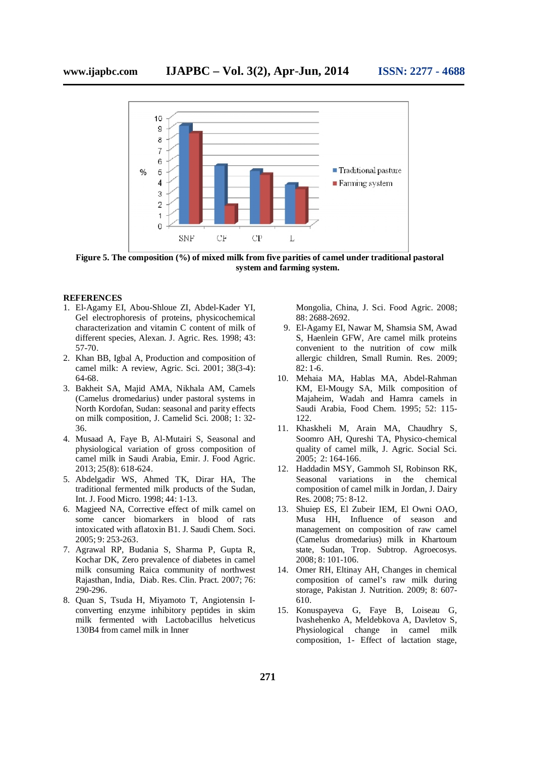%

10
9
8
7
6
5
4
3
2
1
0

SNF CF CP L

Traditional pasture
Farming system

**Figure 5. The composition (%) of mixed milk from five parities of camel under traditional pastoral system and farming system.**

## REFERENCES

1. El-Agamy EI, Abou-Shloue ZI, Abdel-Kader YI, Gel electrophoresis of proteins, physicochemical characterization and vitamin C content of milk of different species, Alexan. J. Agric. Res. 1998; 43: 57-70.
2. Khan BB, Igbal A, Production and composition of camel milk: A review, Agric. Sci. 2001; 38(3-4): 64-68.
3. Bakheit SA, Majid AMA, Nikhala AM, Camels (Camelus dromedarius) under pastoral systems in North Kordofan, Sudan: seasonal and parity effects on milk composition, J. Camelid Sci. 2008; 1: 32-36.
4. Musaad A, Faye B, Al-Mutairi S, Seasonal and physiological variation of gross composition of camel milk in Saudi Arabia, Emir. J. Food Agric. 2013; 25(8): 618-624.
5. Abdelgadir WS, Ahmed TK, Dirar HA, The traditional fermented milk products of the Sudan, Int. J. Food Micro. 1998; 44: 1-13.
6. Magjeed NA, Corrective effect of milk camel on some cancer biomarkers in blood of rats intoxicated with aflatoxin B1. J. Saudi Chem. Soci. 2005; 9: 253-263.
7. Agrawal RP, Budania S, Sharma P, Gupta R, Kochar DK, Zero prevalence of diabetes in camel milk consuming Raica community of northwest Rajasthan, India, Diab. Res. Clin. Pract. 2007; 76: 290-296.
8. Quan S, Tsuda H, Miyamoto T, Angiotensin I-converting enzyme inhibitory peptides in skim milk fermented with Lactobacillus helveticus 130B4 from camel milk in Inner Mongolia, China, J. Sci. Food Agric. 2008; 88: 2688-2692.
9. El-Agamy EI, Nawar M, Shamsia SM, Awad S, Haenlein GFW, Are camel milk proteins convenient to the nutrition of cow milk allergic children, Small Rumin. Res. 2009; 82: 1-6.
10. Mehaia MA, Hablas MA, Abdel-Rahman KM, El-Mougy SA, Milk composition of Majaheim, Wadah and Hamra camels in Saudi Arabia, Food Chem. 1995; 52: 115-122.
11. Khaskheli M, Arain MA, Chaudhry S, Soomro AH, Qureshi TA, Physico-chemical quality of camel milk, J. Agric. Social Sci. 2005; 2: 164-166.
12. Haddadin MSY, Gammoh SI, Robinson RK, Seasonal variations in the chemical composition of camel milk in Jordan, J. Dairy Res. 2008; 75: 8-12.
13. Shuiep ES, El Zubeir IEM, El Owni OAO, Musa HH, Influence of season and management on composition of raw camel (Camelus dromedarius) milk in Khartoum state, Sudan, Trop. Subtrop. Agroecosys. 2008; 8: 101-106.
14. Omer RH, Eltinay AH, Changes in chemical composition of camel's raw milk during storage, Pakistan J. Nutrition. 2009; 8: 607-610.
15. Konuspayeva G, Faye B, Loiseau G, Ivashehenko A, Meldebkova A, Davletov S, Physiological change in camel milk composition, 1- Effect of lactation stage,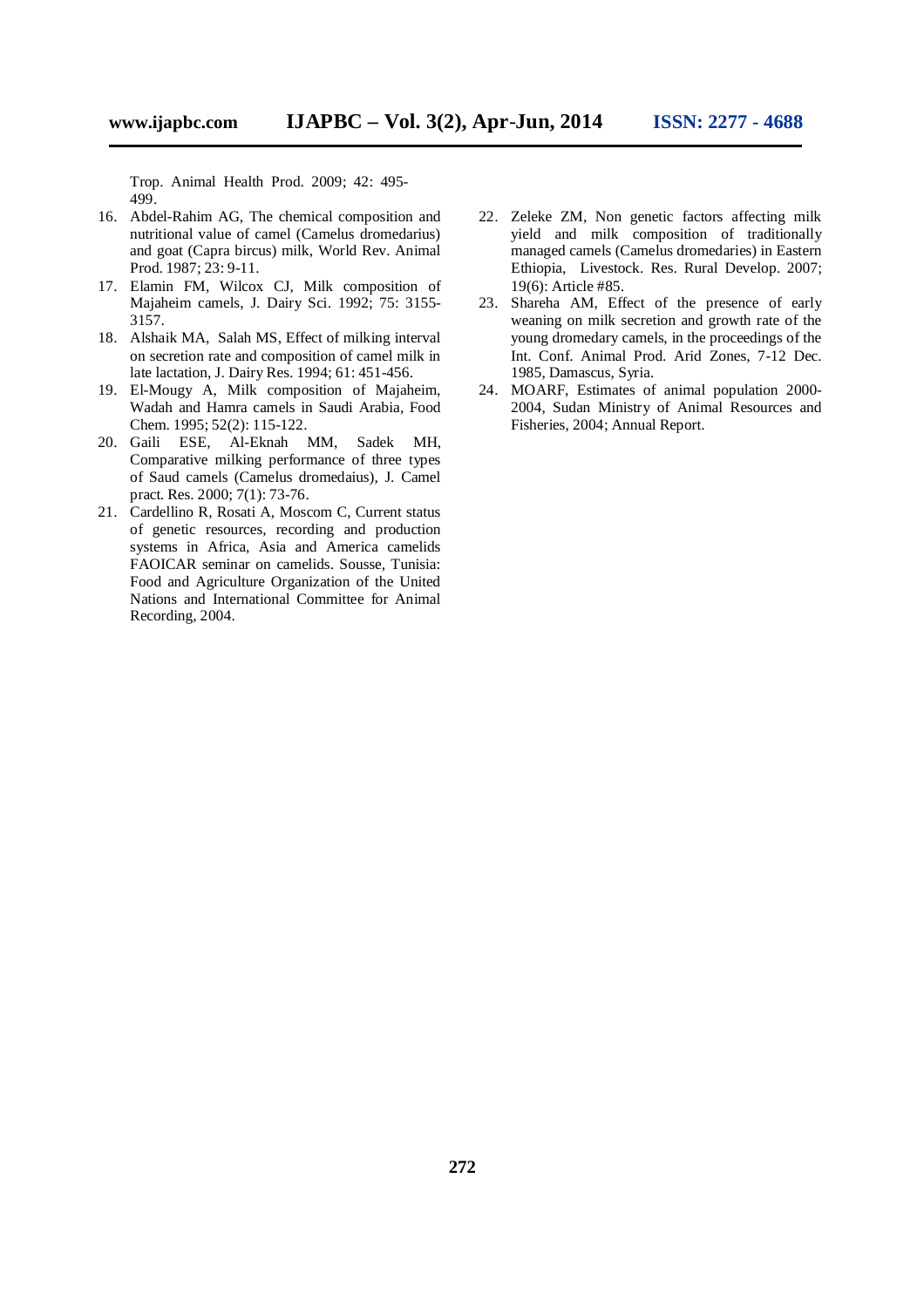Trop. Animal Health Prod. 2009; 42: 495-499.

16. Abdel-Rahim AG, The chemical composition and nutritional value of camel (Camelus dromedarius) and goat (Capra bircus) milk, World Rev. Animal Prod. 1987; 23: 9-11.
17. Elamin FM, Wilcox CJ, Milk composition of Majaheim camels, J. Dairy Sci. 1992; 75: 3155-3157.
18. Alshaik MA, Salah MS, Effect of milking interval on secretion rate and composition of camel milk in late lactation, J. Dairy Res. 1994; 61: 451-456.
19. El-Mougy A, Milk composition of Majaheim, Wadah and Hamra camels in Saudi Arabia, Food Chem. 1995; 52(2): 115-122.
20. Gaili ESE, Al-Eknah MM, Sadek MH, Comparative milking performance of three types of Saud camels (Camelus dromedaius), J. Camel pract. Res. 2000; 7(1): 73-76.
21. Cardellino R, Rosati A, Moscom C, Current status of genetic resources, recording and production systems in Africa, Asia and America camelids FAOICAR seminar on camelids. Sousse, Tunisia: Food and Agriculture Organization of the United Nations and International Committee for Animal Recording, 2004.
22. Zeleke ZM, Non genetic factors affecting milk yield and milk composition of traditionally managed camels (Camelus dromedaries) in Eastern Ethiopia, Livestock. Res. Rural Develop. 2007; 19(6): Article #85.
23. Shareha AM, Effect of the presence of early weaning on milk secretion and growth rate of the young dromedary camels, in the proceedings of the Int. Conf. Animal Prod. Arid Zones, 7-12 Dec. 1985, Damascus, Syria.
24. MOARF, Estimates of animal population 2000-2004, Sudan Ministry of Animal Resources and Fisheries, 2004; Annual Report.